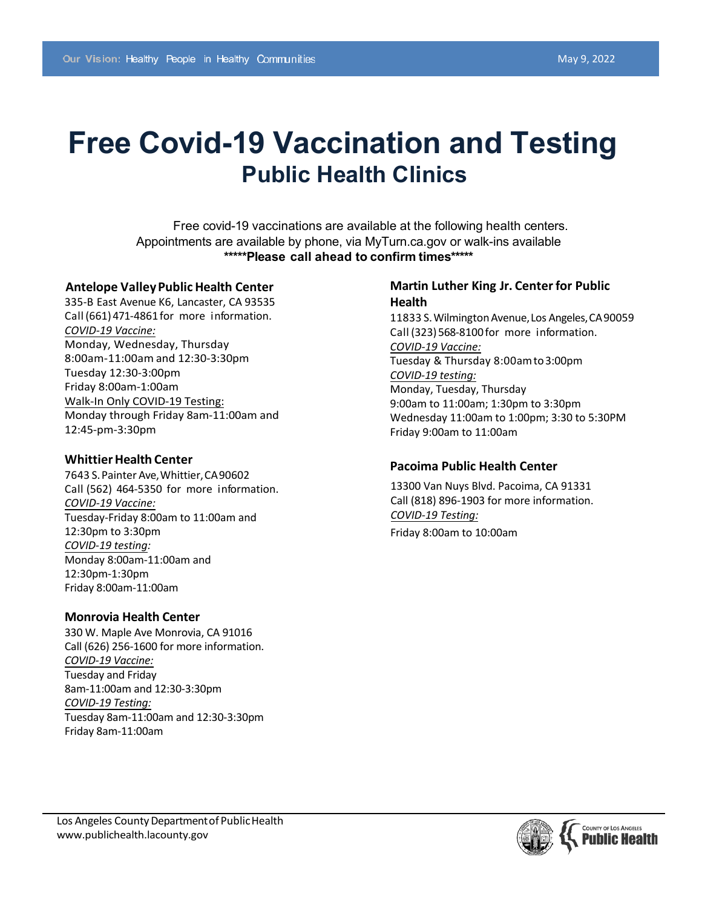Our Vision: Healthy People in Healthy Communities

May 9, 2022

# Free Covid-19 Vaccination and Testing

## Public Health Clinics

Free covid-19 vaccinations are available at the following health centers.
Appointments are available by phone, via MyTurn.ca.gov or walk-ins available
**\*\*\*\*\*Please call ahead to confirm times\*\*\*\*\***

### Antelope Valley Public Health Center

335-B East Avenue K6, Lancaster, CA 93535
Call (661) 471-4861 for more information.

*COVID-19 Vaccine:*
Monday, Wednesday, Thursday
8:00am-11:00am and 12:30-3:30pm
Tuesday 12:30-3:00pm
Friday 8:00am-1:00am

Walk-In Only COVID-19 Testing:
Monday through Friday 8am-11:00am and 12:45-pm-3:30pm

### Whittier Health Center

7643 S. Painter Ave, Whittier, CA 90602
Call (562) 464-5350 for more information.

*COVID-19 Vaccine:*
Tuesday-Friday 8:00am to 11:00am and 12:30pm to 3:30pm

*COVID-19 testing:*
Monday 8:00am-11:00am and 12:30pm-1:30pm
Friday 8:00am-11:00am

### Monrovia Health Center

330 W. Maple Ave Monrovia, CA 91016
Call (626) 256-1600 for more information.

*COVID-19 Vaccine:*
Tuesday and Friday
8am-11:00am and 12:30-3:30pm

*COVID-19 Testing:*
Tuesday 8am-11:00am and 12:30-3:30pm
Friday 8am-11:00am

### Martin Luther King Jr. Center for Public Health

11833 S. Wilmington Avenue, Los Angeles, CA 90059
Call (323) 568-8100 for more information.

*COVID-19 Vaccine:*
Tuesday & Thursday 8:00am to 3:00pm

*COVID-19 testing:*
Monday, Tuesday, Thursday
9:00am to 11:00am; 1:30pm to 3:30pm
Wednesday 11:00am to 1:00pm; 3:30 to 5:30PM
Friday 9:00am to 11:00am

### Pacoima Public Health Center

13300 Van Nuys Blvd. Pacoima, CA 91331
Call (818) 896-1903 for more information.

*COVID-19 Testing:*
Friday 8:00am to 10:00am

Los Angeles County Department of Public Health
www.publichealth.lacounty.gov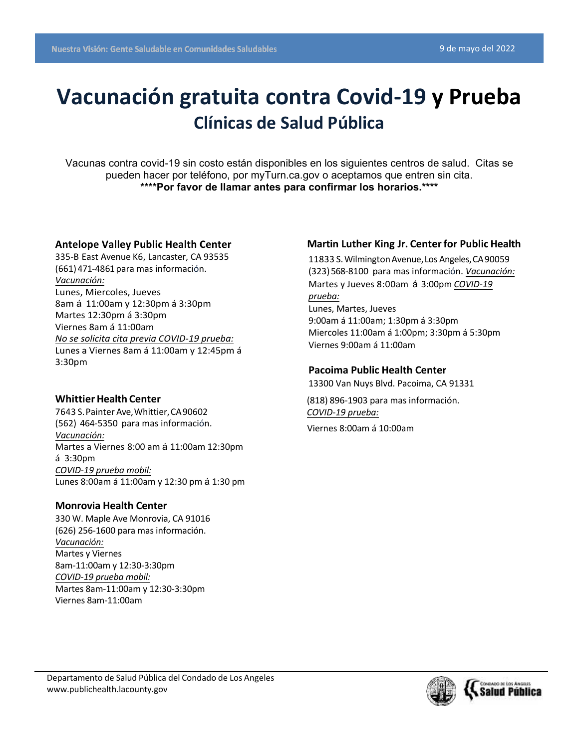# Vacunación gratuita contra Covid-19 y Prueba

## Clínicas de Salud Pública

Vacunas contra covid-19 sin costo están disponibles en los siguientes centros de salud. Citas se pueden hacer por teléfono, por myTurn.ca.gov o aceptamos que entren sin cita.

**\*\*\*\*Por favor de llamar antes para confirmar los horarios.\*\*\*\***

### Antelope Valley Public Health Center

335-B East Avenue K6, Lancaster, CA 93535
(661) 471-4861 para mas información.
*Vacunación:*
Lunes, Miercoles, Jueves
8am á 11:00am y 12:30pm á 3:30pm
Martes 12:30pm á 3:30pm
Viernes 8am á 11:00am
*No se solicita cita previa COVID-19 prueba:*
Lunes a Viernes 8am á 11:00am y 12:45pm á 3:30pm

### Whittier Health Center

7643 S. Painter Ave, Whittier, CA 90602
(562) 464-5350 para mas información.
*Vacunación:*
Martes a Viernes 8:00 am á 11:00am 12:30pm á 3:30pm
*COVID-19 prueba mobil:*
Lunes 8:00am á 11:00am y 12:30 pm á 1:30 pm

### Monrovia Health Center

330 W. Maple Ave Monrovia, CA 91016
(626) 256-1600 para mas información.
*Vacunación:*
Martes y Viernes
8am-11:00am y 12:30-3:30pm
*COVID-19 prueba mobil:*
Martes 8am-11:00am y 12:30-3:30pm
Viernes 8am-11:00am

### Martin Luther King Jr. Center for Public Health

11833 S. Wilmington Avenue, Los Angeles, CA 90059
(323) 568-8100 para mas información. *Vacunación:*
Martes y Jueves 8:00am á 3:00pm *COVID-19 prueba:*
Lunes, Martes, Jueves
9:00am á 11:00am; 1:30pm á 3:30pm
Miercoles 11:00am á 1:00pm; 3:30pm á 5:30pm
Viernes 9:00am á 11:00am

### Pacoima Public Health Center

13300 Van Nuys Blvd. Pacoima, CA 91331
(818) 896-1903 para mas información.
*COVID-19 prueba:*
Viernes 8:00am á 10:00am

Departamento de Salud Pública del Condado de Los Angeles
www.publichealth.lacounty.gov